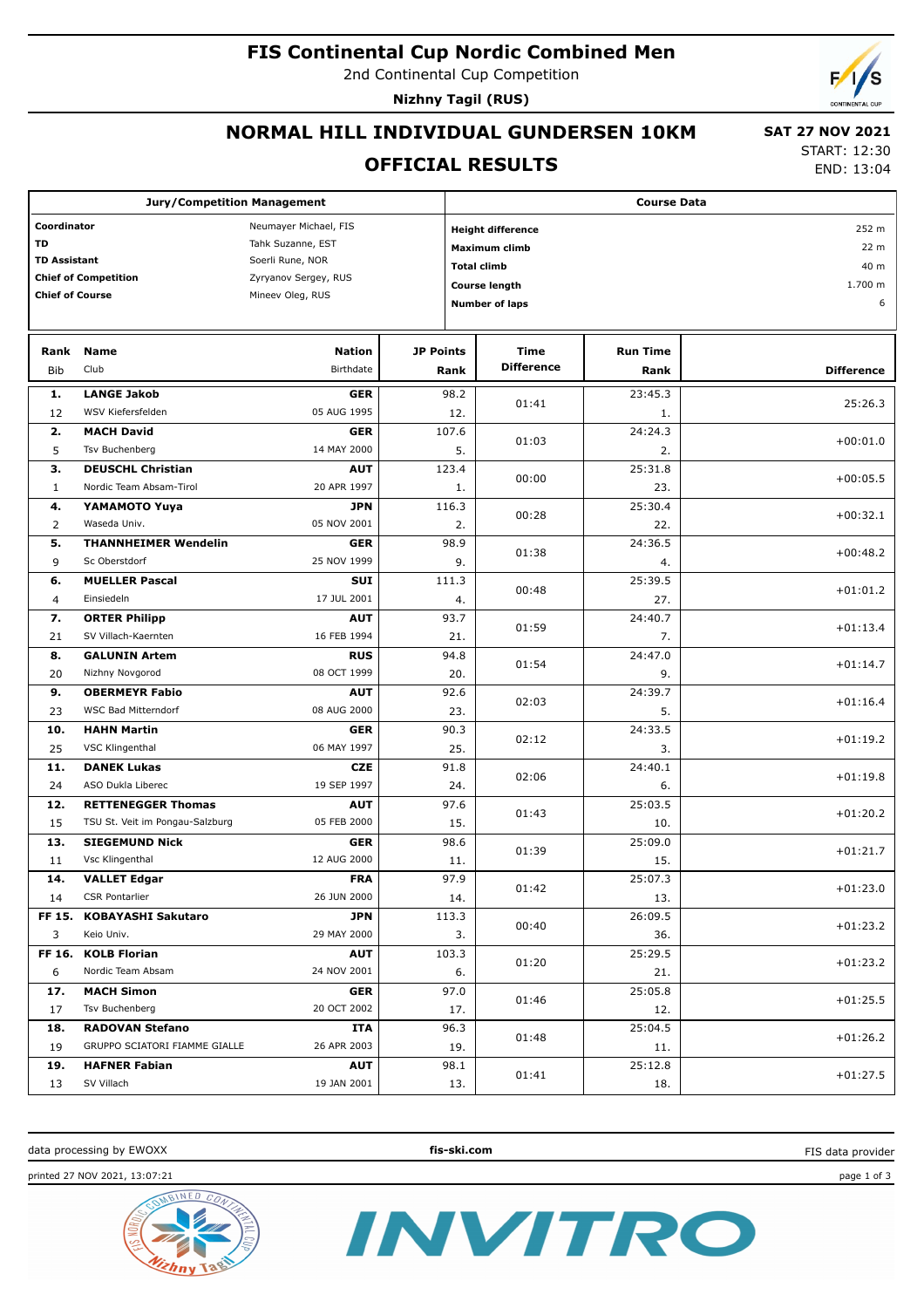# FIS Continental Cup Nordic Combined Men

2nd Continental Cup Competition

**Nizhny Tagil (RUS)**

## NORMAL HILL INDIVIDUAL GUNDERSEN 10KM

## OFFICIAL RESULTS

**SAT 27 NOV 2021**
START: 12:30
END: 13:04

| Jury/Competition Management | | Course Data | |
|---|---|---|---|
| **Coordinator** | Neumayer Michael, FIS | **Height difference** | 252 m |
| **TD** | Tahk Suzanne, EST | **Maximum climb** | 22 m |
| **TD Assistant** | Soerli Rune, NOR | **Total climb** | 40 m |
| **Chief of Competition** | Zyryanov Sergey, RUS | **Course length** | 1.700 m |
| **Chief of Course** | Mineev Oleg, RUS | **Number of laps** | 6 |

| Rank | Bib | Name | Club | Nation | Birthdate | JP Points | JP Rank | Time Difference | Run Time | Run Time Rank | Difference |
|---|---|---|---|---|---|---|---|---|---|---|---|
| 1. | 12 | **LANGE Jakob** | WSV Kiefersfelden | **GER** | 05 AUG 1995 | 98.2 | 12. | 01:41 | 23:45.3 | 1. | 25:26.3 |
| 2. | 5 | **MACH David** | Tsv Buchenberg | **GER** | 14 MAY 2000 | 107.6 | 5. | 01:03 | 24:24.3 | 2. | +00:01.0 |
| 3. | 1 | **DEUSCHL Christian** | Nordic Team Absam-Tirol | **AUT** | 20 APR 1997 | 123.4 | 1. | 00:00 | 25:31.8 | 23. | +00:05.5 |
| 4. | 2 | **YAMAMOTO Yuya** | Waseda Univ. | **JPN** | 05 NOV 2001 | 116.3 | 2. | 00:28 | 25:30.4 | 22. | +00:32.1 |
| 5. | 9 | **THANNHEIMER Wendelin** | Sc Oberstdorf | **GER** | 25 NOV 1999 | 98.9 | 9. | 01:38 | 24:36.5 | 4. | +00:48.2 |
| 6. | 4 | **MUELLER Pascal** | Einsiedeln | **SUI** | 17 JUL 2001 | 111.3 | 4. | 00:48 | 25:39.5 | 27. | +01:01.2 |
| 7. | 21 | **ORTER Philipp** | SV Villach-Kaernten | **AUT** | 16 FEB 1994 | 93.7 | 21. | 01:59 | 24:40.7 | 7. | +01:13.4 |
| 8. | 20 | **GALUNIN Artem** | Nizhny Novgorod | **RUS** | 08 OCT 1999 | 94.8 | 20. | 01:54 | 24:47.0 | 9. | +01:14.7 |
| 9. | 23 | **OBERMEYR Fabio** | WSC Bad Mitterndorf | **AUT** | 08 AUG 2000 | 92.6 | 23. | 02:03 | 24:39.7 | 5. | +01:16.4 |
| 10. | 25 | **HAHN Martin** | VSC Klingenthal | **GER** | 06 MAY 1997 | 90.3 | 25. | 02:12 | 24:33.5 | 3. | +01:19.2 |
| 11. | 24 | **DANEK Lukas** | ASO Dukla Liberec | **CZE** | 19 SEP 1997 | 91.8 | 24. | 02:06 | 24:40.1 | 6. | +01:19.8 |
| 12. | 15 | **RETTENEGGER Thomas** | TSU St. Veit im Pongau-Salzburg | **AUT** | 05 FEB 2000 | 97.6 | 15. | 01:43 | 25:03.5 | 10. | +01:20.2 |
| 13. | 11 | **SIEGEMUND Nick** | Vsc Klingenthal | **GER** | 12 AUG 2000 | 98.6 | 11. | 01:39 | 25:09.0 | 15. | +01:21.7 |
| 14. | 14 | **VALLET Edgar** | CSR Pontarlier | **FRA** | 26 JUN 2000 | 97.9 | 14. | 01:42 | 25:07.3 | 13. | +01:23.0 |
| FF 15. | 3 | **KOBAYASHI Sakutaro** | Keio Univ. | **JPN** | 29 MAY 2000 | 113.3 | 3. | 00:40 | 26:09.5 | 36. | +01:23.2 |
| FF 16. | 6 | **KOLB Florian** | Nordic Team Absam | **AUT** | 24 NOV 2001 | 103.3 | 6. | 01:20 | 25:29.5 | 21. | +01:23.2 |
| 17. | 17 | **MACH Simon** | Tsv Buchenberg | **GER** | 20 OCT 2002 | 97.0 | 17. | 01:46 | 25:05.8 | 12. | +01:25.5 |
| 18. | 19 | **RADOVAN Stefano** | GRUPPO SCIATORI FIAMME GIALLE | **ITA** | 26 APR 2003 | 96.3 | 19. | 01:48 | 25:04.5 | 11. | +01:26.2 |
| 19. | 13 | **HAFNER Fabian** | SV Villach | **AUT** | 19 JAN 2001 | 98.1 | 13. | 01:41 | 25:12.8 | 18. | +01:27.5 |

data processing by EWOXX | fis-ski.com | FIS data provider

printed 27 NOV 2021, 13:07:21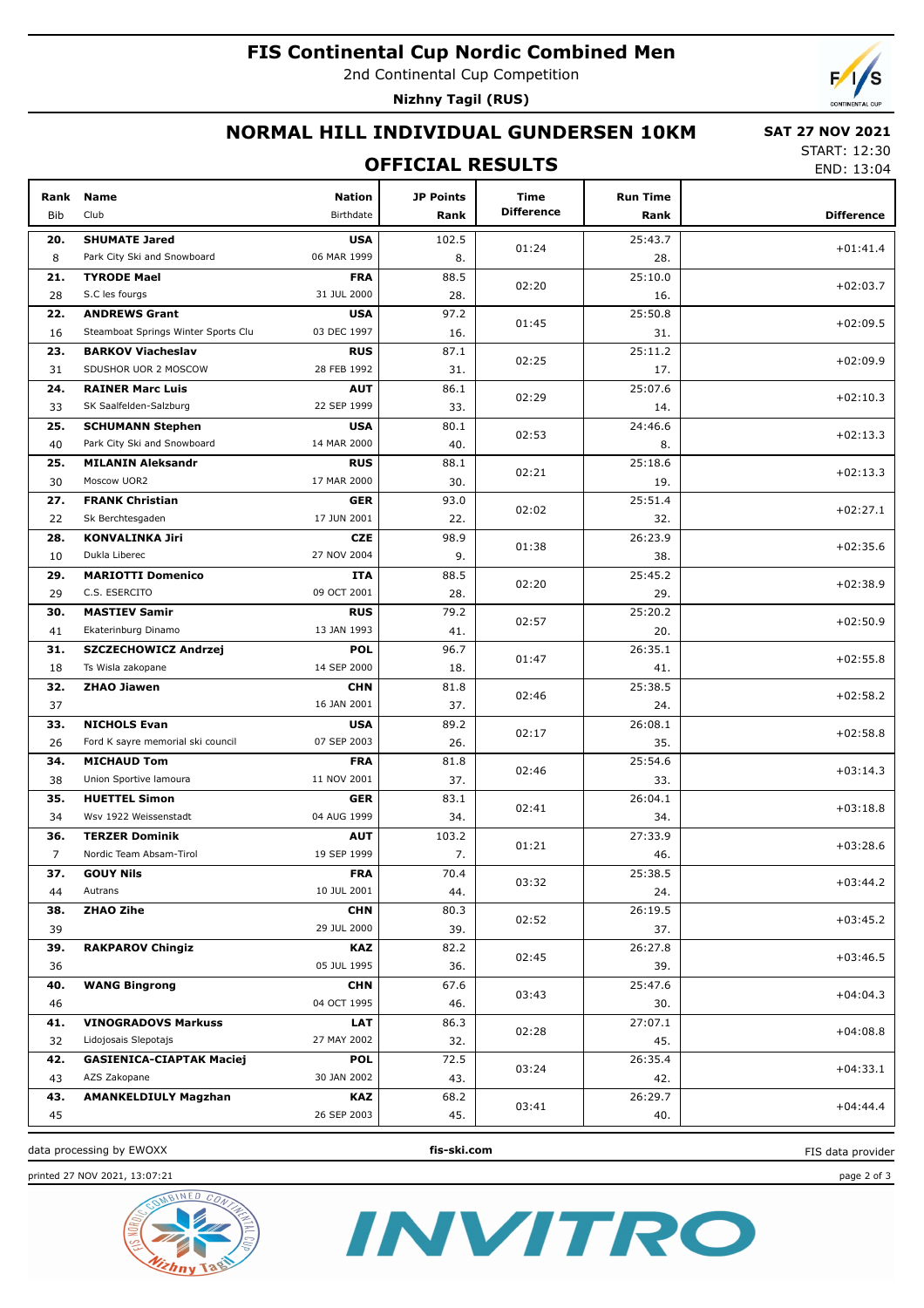# FIS Continental Cup Nordic Combined Men

2nd Continental Cup Competition

**Nizhny Tagil (RUS)**

## NORMAL HILL INDIVIDUAL GUNDERSEN 10KM

**SAT 27 NOV 2021**

START: 12:30
END: 13:04

## OFFICIAL RESULTS

| Rank | Bib | Name | Club | Nation | Birthdate | JP Points | JP Rank | Time Difference | Run Time | Run Rank | Difference |
|---|---|---|---|---|---|---|---|---|---|---|---|
| 20. | 8 | **SHUMATE Jared** | Park City Ski and Snowboard | USA | 06 MAR 1999 | 102.5 | 8. | 01:24 | 25:43.7 | 28. | +01:41.4 |
| 21. | 28 | **TYRODE Mael** | S.C les fougs | FRA | 31 JUL 2000 | 88.5 | 28. | 02:20 | 25:10.0 | 16. | +02:03.7 |
| 22. | 16 | **ANDREWS Grant** | Steamboat Springs Winter Sports Clu | USA | 03 DEC 1997 | 97.2 | 16. | 01:45 | 25:50.8 | 31. | +02:09.5 |
| 23. | 31 | **BARKOV Viacheslav** | SDUSHOR UOR 2 MOSCOW | RUS | 28 FEB 1992 | 87.1 | 31. | 02:25 | 25:11.2 | 17. | +02:09.9 |
| 24. | 33 | **RAINER Marc Luis** | SK Saalfelden-Salzburg | AUT | 22 SEP 1999 | 86.1 | 33. | 02:29 | 25:07.6 | 14. | +02:10.3 |
| 25. | 40 | **SCHUMANN Stephen** | Park City Ski and Snowboard | USA | 14 MAR 2000 | 80.1 | 40. | 02:53 | 24:46.6 | 8. | +02:13.3 |
| 25. | 30 | **MILANIN Aleksandr** | Moscow UOR2 | RUS | 17 MAR 2000 | 88.1 | 30. | 02:21 | 25:18.6 | 19. | +02:13.3 |
| 27. | 22 | **FRANK Christian** | Sk Berchtesgaden | GER | 17 JUN 2001 | 93.0 | 22. | 02:02 | 25:51.4 | 32. | +02:27.1 |
| 28. | 10 | **KONVALINKA Jiri** | Dukla Liberec | CZE | 27 NOV 2004 | 98.9 | 9. | 01:38 | 26:23.9 | 38. | +02:35.6 |
| 29. | 29 | **MARIOTTI Domenico** | C.S. ESERCITO | ITA | 09 OCT 2001 | 88.5 | 28. | 02:20 | 25:45.2 | 29. | +02:38.9 |
| 30. | 41 | **MASTIEV Samir** | Ekaterinburg Dinamo | RUS | 13 JAN 1993 | 79.2 | 41. | 02:57 | 25:20.2 | 20. | +02:50.9 |
| 31. | 18 | **SZCZECHOWICZ Andrzej** | Ts Wisla zakopane | POL | 14 SEP 2000 | 96.7 | 18. | 01:47 | 26:35.1 | 41. | +02:55.8 |
| 32. | 37 | **ZHAO Jiawen** | | CHN | 16 JAN 2001 | 81.8 | 37. | 02:46 | 25:38.5 | 24. | +02:58.2 |
| 33. | 26 | **NICHOLS Evan** | Ford K sayre memorial ski council | USA | 07 SEP 2003 | 89.2 | 26. | 02:17 | 26:08.1 | 35. | +02:58.8 |
| 34. | 38 | **MICHAUD Tom** | Union Sportive lamoura | FRA | 11 NOV 2001 | 81.8 | 37. | 02:46 | 25:54.6 | 33. | +03:14.3 |
| 35. | 34 | **HUETTEL Simon** | Wsv 1922 Weissenstadt | GER | 04 AUG 1999 | 83.1 | 34. | 02:41 | 26:04.1 | 34. | +03:18.8 |
| 36. | 7 | **TERZER Dominik** | Nordic Team Absam-Tirol | AUT | 19 SEP 1999 | 103.2 | 7. | 01:21 | 27:33.9 | 46. | +03:28.6 |
| 37. | 44 | **GOUY Nils** | Autrans | FRA | 10 JUL 2001 | 70.4 | 44. | 03:32 | 25:38.5 | 24. | +03:44.2 |
| 38. | 39 | **ZHAO Zihe** | | CHN | 29 JUL 2000 | 80.3 | 39. | 02:52 | 26:19.5 | 37. | +03:45.2 |
| 39. | 36 | **RAKPAROV Chingiz** | | KAZ | 05 JUL 1995 | 82.2 | 36. | 02:45 | 26:27.8 | 39. | +03:46.5 |
| 40. | 46 | **WANG Bingrong** | | CHN | 04 OCT 1995 | 67.6 | 46. | 03:43 | 25:47.6 | 30. | +04:04.3 |
| 41. | 32 | **VINOGRADOVS Markuss** | Lidojosais Slepotajs | LAT | 27 MAY 2002 | 86.3 | 32. | 02:28 | 27:07.1 | 45. | +04:08.8 |
| 42. | 43 | **GASIENICA-CIAPTAK Maciej** | AZS Zakopane | POL | 30 JAN 2002 | 72.5 | 43. | 03:24 | 26:35.4 | 42. | +04:33.1 |
| 43. | 45 | **AMANKELDIULY Magzhan** | | KAZ | 26 SEP 2003 | 68.2 | 45. | 03:41 | 26:29.7 | 40. | +04:44.4 |

data processing by EWOXX — fis-ski.com — FIS data provider

printed 27 NOV 2021, 13:07:21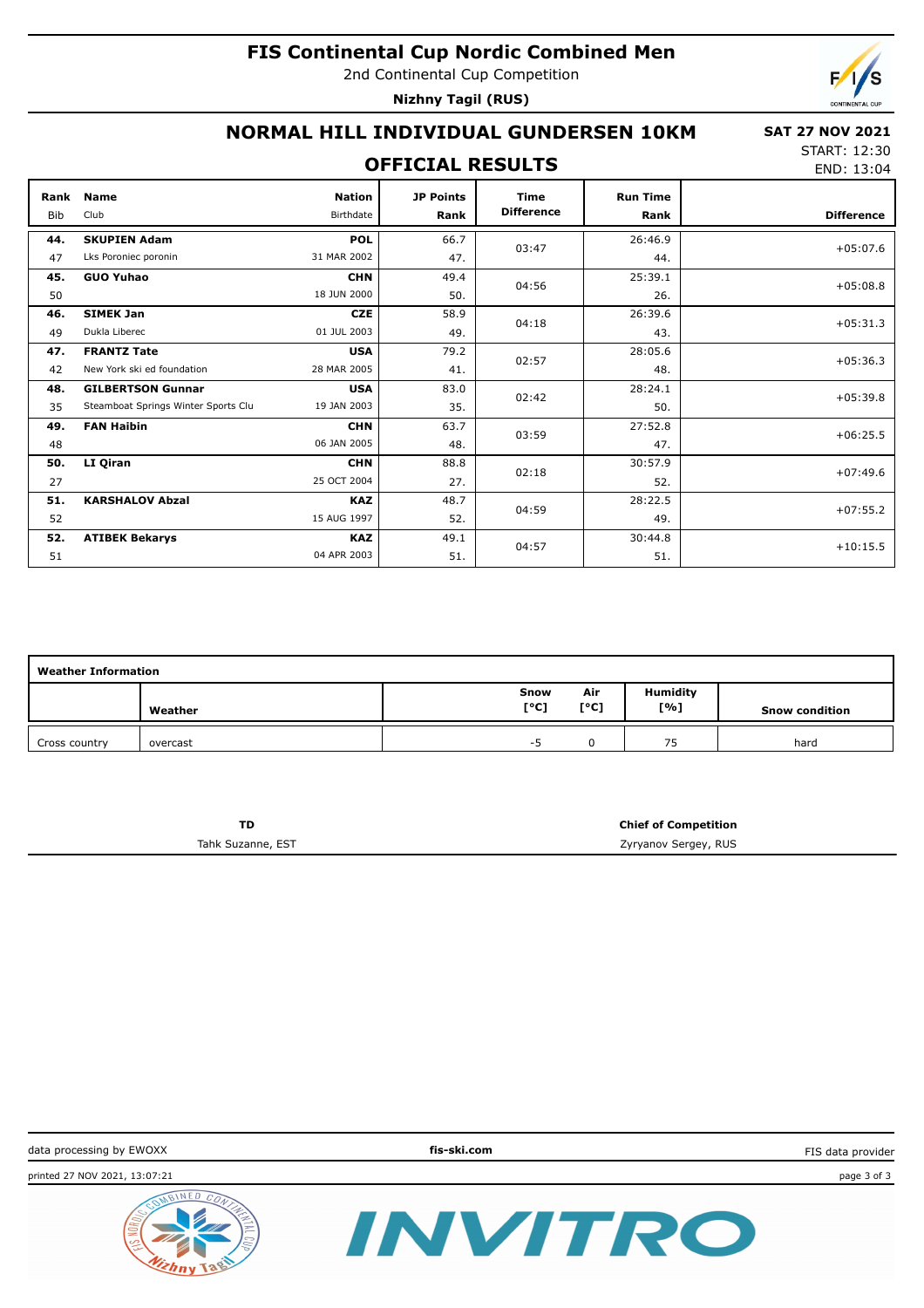# FIS Continental Cup Nordic Combined Men

2nd Continental Cup Competition

**Nizhny Tagil (RUS)**

## NORMAL HILL INDIVIDUAL GUNDERSEN 10KM

**SAT 27 NOV 2021**
START: 12:30
END: 13:04

## OFFICIAL RESULTS

| Rank / Bib | Name / Club | Nation / Birthdate | JP Points / Rank | Time Difference | Run Time / Rank | Difference |
|---|---|---|---|---|---|---|
| **44.** / 47 | **SKUPIEN Adam** / Lks Poroniec poronin | **POL** / 31 MAR 2002 | 66.7 / 47. | 03:47 | 26:46.9 / 44. | +05:07.6 |
| **45.** / 50 | **GUO Yuhao** | **CHN** / 18 JUN 2000 | 49.4 / 50. | 04:56 | 25:39.1 / 26. | +05:08.8 |
| **46.** / 49 | **SIMEK Jan** / Dukla Liberec | **CZE** / 01 JUL 2003 | 58.9 / 49. | 04:18 | 26:39.6 / 43. | +05:31.3 |
| **47.** / 42 | **FRANTZ Tate** / New York ski ed foundation | **USA** / 28 MAR 2005 | 79.2 / 41. | 02:57 | 28:05.6 / 48. | +05:36.3 |
| **48.** / 35 | **GILBERTSON Gunnar** / Steamboat Springs Winter Sports Clu | **USA** / 19 JAN 2003 | 83.0 / 35. | 02:42 | 28:24.1 / 50. | +05:39.8 |
| **49.** / 48 | **FAN Haibin** | **CHN** / 06 JAN 2005 | 63.7 / 48. | 03:59 | 27:52.8 / 47. | +06:25.5 |
| **50.** / 27 | **LI Qiran** | **CHN** / 25 OCT 2004 | 88.8 / 27. | 02:18 | 30:57.9 / 52. | +07:49.6 |
| **51.** / 52 | **KARSHALOV Abzal** | **KAZ** / 15 AUG 1997 | 48.7 / 52. | 04:59 | 28:22.5 / 49. | +07:55.2 |
| **52.** / 51 | **ATIBEK Bekarys** | **KAZ** / 04 APR 2003 | 49.1 / 51. | 04:57 | 30:44.8 / 51. | +10:15.5 |

**Weather Information**

| | Weather | Snow [°C] | Air [°C] | Humidity [%] | Snow condition |
|---|---|---|---|---|---|
| Cross country | overcast | -5 | 0 | 75 | hard |

**TD**
Tahk Suzanne, EST

**Chief of Competition**
Zyryanov Sergey, RUS

data processing by EWOXX | fis-ski.com | FIS data provider

printed 27 NOV 2021, 13:07:21